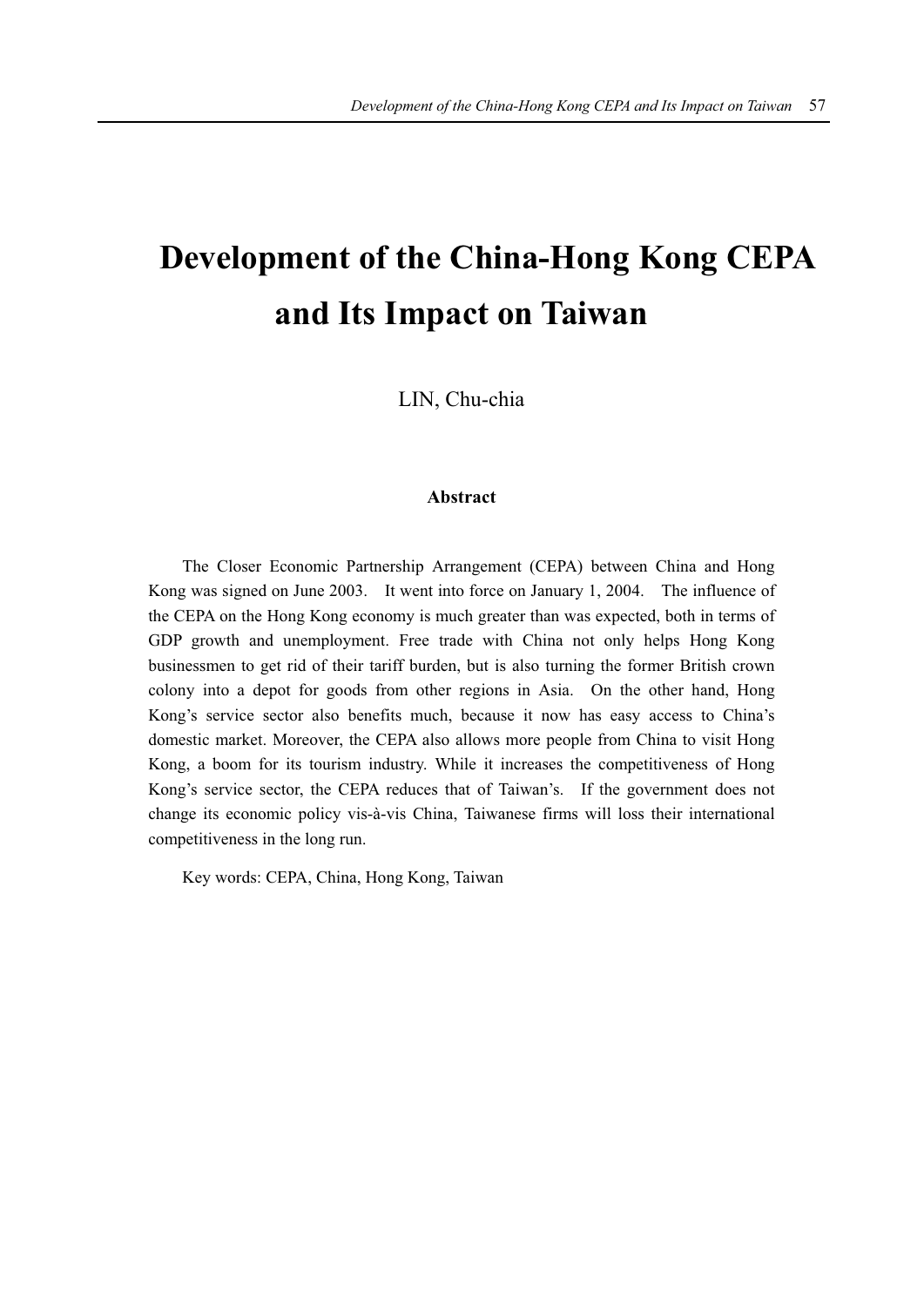# Development of the China-Hong Kong CEPA and Its Impact on Taiwan

LIN, Chu-chia

### Abstract

The Closer Economic Partnership Arrangement (CEPA) between China and Hong Kong was signed on June 2003. It went into force on January 1, 2004. The influence of the CEPA on the Hong Kong economy is much greater than was expected, both in terms of GDP growth and unemployment. Free trade with China not only helps Hong Kong businessmen to get rid of their tariff burden, but is also turning the former British crown colony into a depot for goods from other regions in Asia. On the other hand, Hong Kong's service sector also benefits much, because it now has easy access to China's domestic market. Moreover, the CEPA also allows more people from China to visit Hong Kong, a boom for its tourism industry. While it increases the competitiveness of Hong Kong's service sector, the CEPA reduces that of Taiwan's. If the government does not change its economic policy vis-à-vis China, Taiwanese firms will loss their international competitiveness in the long run.

Key words: CEPA, China, Hong Kong, Taiwan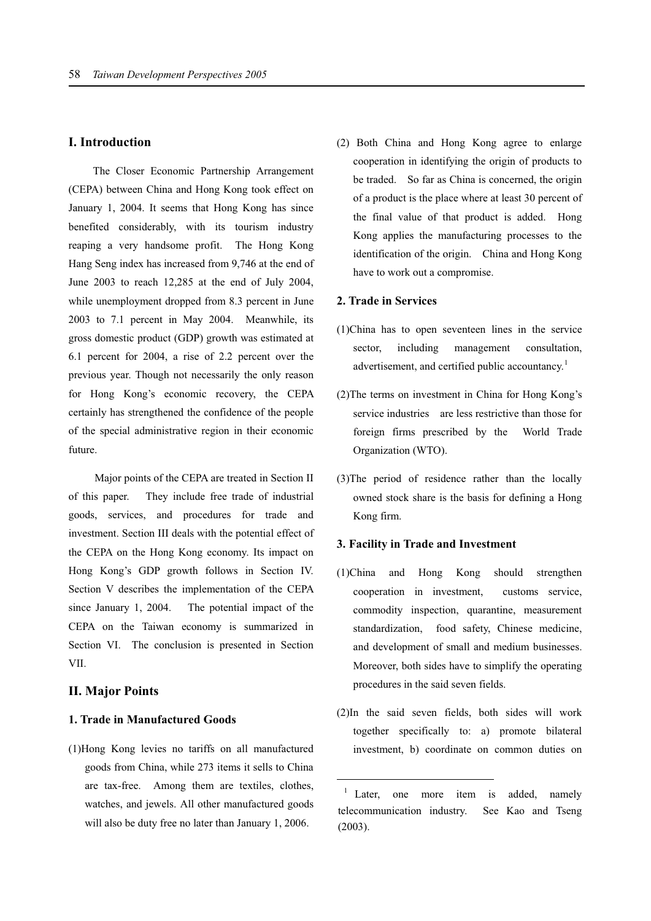## I. Introduction

The Closer Economic Partnership Arrangement (CEPA) between China and Hong Kong took effect on January 1, 2004. It seems that Hong Kong has since benefited considerably, with its tourism industry reaping a very handsome profit. The Hong Kong Hang Seng index has increased from 9,746 at the end of June 2003 to reach 12,285 at the end of July 2004, while unemployment dropped from 8.3 percent in June 2003 to 7.1 percent in May 2004. Meanwhile, its gross domestic product (GDP) growth was estimated at 6.1 percent for 2004, a rise of 2.2 percent over the previous year. Though not necessarily the only reason for Hong Kong's economic recovery, the CEPA certainly has strengthened the confidence of the people of the special administrative region in their economic future.

Major points of the CEPA are treated in Section II of this paper. They include free trade of industrial goods, services, and procedures for trade and investment. Section III deals with the potential effect of the CEPA on the Hong Kong economy. Its impact on Hong Kong's GDP growth follows in Section IV. Section V describes the implementation of the CEPA since January 1, 2004. The potential impact of the CEPA on the Taiwan economy is summarized in Section VI. The conclusion is presented in Section VII.

## II. Major Points

### 1. Trade in Manufactured Goods

(1) Hong Kong levies no tariffs on all manufactured goods from China, while 273 items it sells to China are tax-free. Among them are textiles, clothes, watches, and jewels. All other manufactured goods will also be duty free no later than January 1, 2006.

(2) Both China and Hong Kong agree to enlarge cooperation in identifying the origin of products to be traded. So far as China is concerned, the origin of a product is the place where at least 30 percent of the final value of that product is added. Hong Kong applies the manufacturing processes to the identification of the origin. China and Hong Kong have to work out a compromise.

### 2. Trade in Services

(1) China has to open seventeen lines in the service sector, including management consultation, advertisement, and certified public accountancy.[1]

(2) The terms on investment in China for Hong Kong's service industries are less restrictive than those for foreign firms prescribed by the World Trade Organization (WTO).

(3) The period of residence rather than the locally owned stock share is the basis for defining a Hong Kong firm.

### 3. Facility in Trade and Investment

(1) China and Hong Kong should strengthen cooperation in investment, customs service, commodity inspection, quarantine, measurement standardization, food safety, Chinese medicine, and development of small and medium businesses. Moreover, both sides have to simplify the operating procedures in the said seven fields.

(2) In the said seven fields, both sides will work together specifically to: a) promote bilateral investment, b) coordinate on common duties on

[1] Later, one more item is added, namely telecommunication industry. See Kao and Tseng (2003).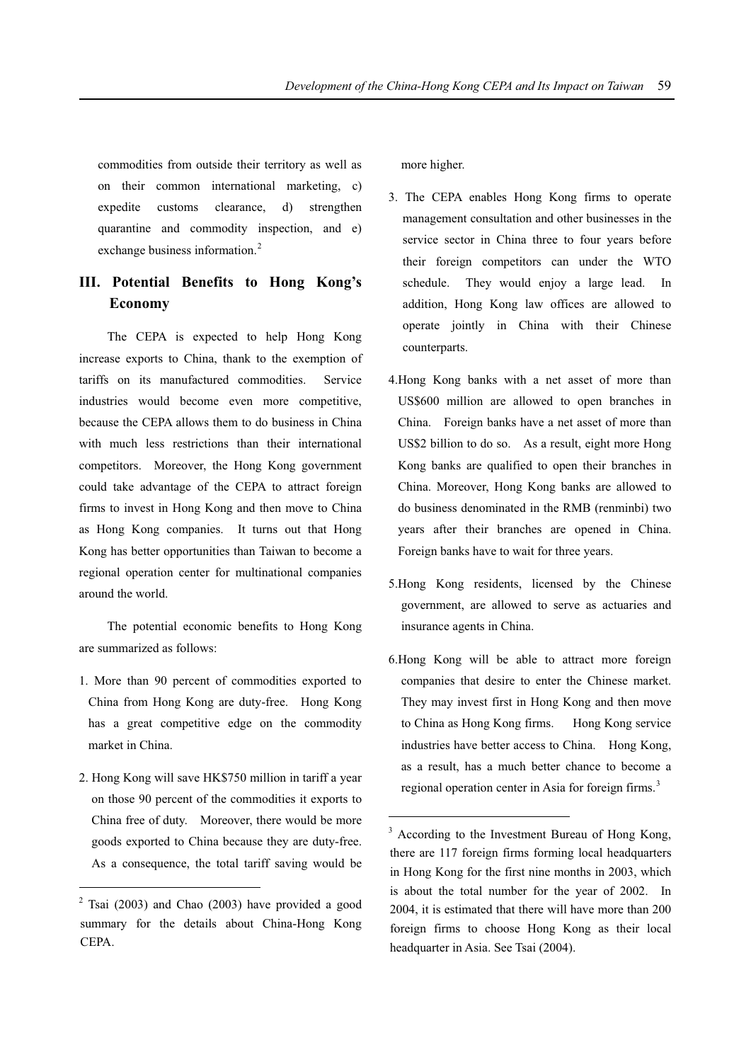commodities from outside their territory as well as on their common international marketing, c) expedite customs clearance, d) strengthen quarantine and commodity inspection, and e) exchange business information.[2]

## III. Potential Benefits to Hong Kong's Economy

The CEPA is expected to help Hong Kong increase exports to China, thank to the exemption of tariffs on its manufactured commodities. Service industries would become even more competitive, because the CEPA allows them to do business in China with much less restrictions than their international competitors. Moreover, the Hong Kong government could take advantage of the CEPA to attract foreign firms to invest in Hong Kong and then move to China as Hong Kong companies. It turns out that Hong Kong has better opportunities than Taiwan to become a regional operation center for multinational companies around the world.

The potential economic benefits to Hong Kong are summarized as follows:

1. More than 90 percent of commodities exported to China from Hong Kong are duty-free. Hong Kong has a great competitive edge on the commodity market in China.

2. Hong Kong will save HK$750 million in tariff a year on those 90 percent of the commodities it exports to China free of duty. Moreover, there would be more goods exported to China because they are duty-free. As a consequence, the total tariff saving would be more higher.

3. The CEPA enables Hong Kong firms to operate management consultation and other businesses in the service sector in China three to four years before their foreign competitors can under the WTO schedule. They would enjoy a large lead. In addition, Hong Kong law offices are allowed to operate jointly in China with their Chinese counterparts.

4. Hong Kong banks with a net asset of more than US$600 million are allowed to open branches in China. Foreign banks have a net asset of more than US$2 billion to do so. As a result, eight more Hong Kong banks are qualified to open their branches in China. Moreover, Hong Kong banks are allowed to do business denominated in the RMB (renminbi) two years after their branches are opened in China. Foreign banks have to wait for three years.

5. Hong Kong residents, licensed by the Chinese government, are allowed to serve as actuaries and insurance agents in China.

6. Hong Kong will be able to attract more foreign companies that desire to enter the Chinese market. They may invest first in Hong Kong and then move to China as Hong Kong firms. Hong Kong service industries have better access to China. Hong Kong, as a result, has a much better chance to become a regional operation center in Asia for foreign firms.[3]

---

[2] Tsai (2003) and Chao (2003) have provided a good summary for the details about China-Hong Kong CEPA.

[3] According to the Investment Bureau of Hong Kong, there are 117 foreign firms forming local headquarters in Hong Kong for the first nine months in 2003, which is about the total number for the year of 2002. In 2004, it is estimated that there will have more than 200 foreign firms to choose Hong Kong as their local headquarter in Asia. See Tsai (2004).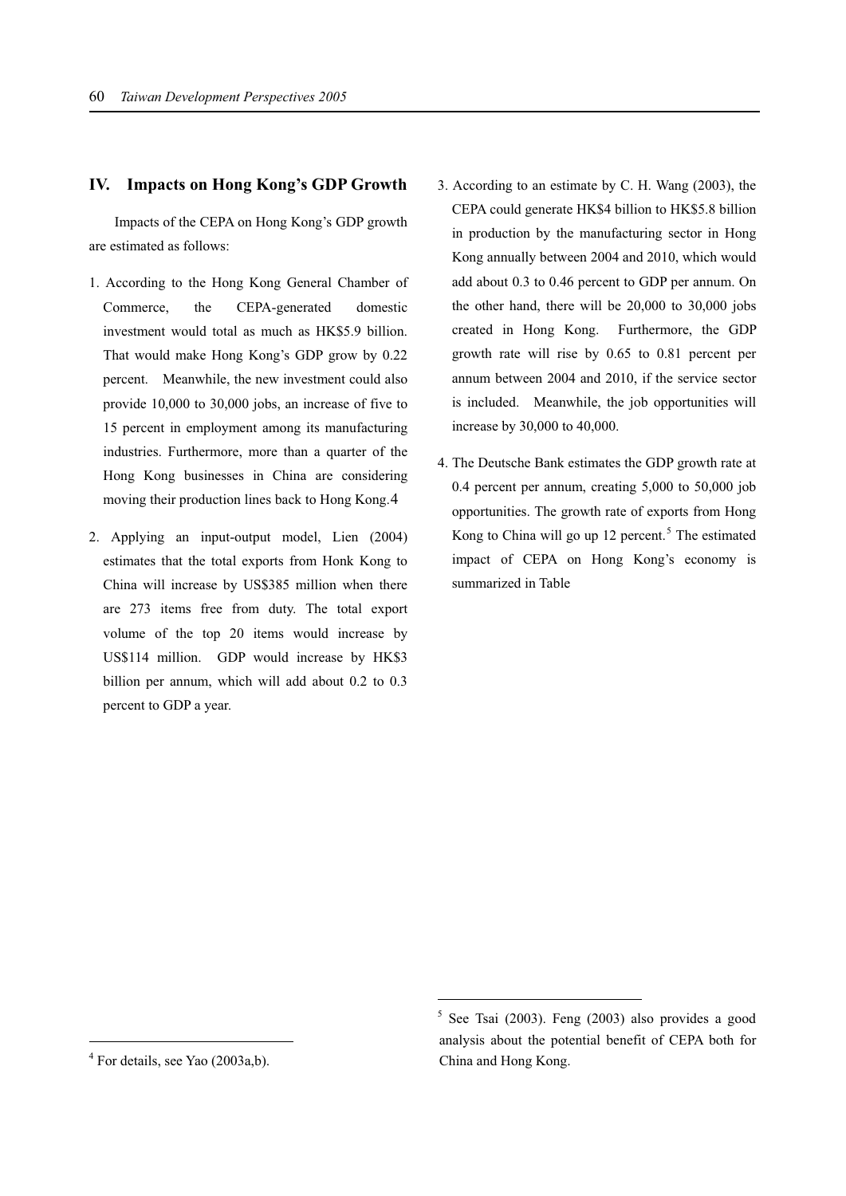## IV. Impacts on Hong Kong's GDP Growth

Impacts of the CEPA on Hong Kong's GDP growth are estimated as follows:

1. According to the Hong Kong General Chamber of Commerce, the CEPA-generated domestic investment would total as much as HK$5.9 billion. That would make Hong Kong's GDP grow by 0.22 percent. Meanwhile, the new investment could also provide 10,000 to 30,000 jobs, an increase of five to 15 percent in employment among its manufacturing industries. Furthermore, more than a quarter of the Hong Kong businesses in China are considering moving their production lines back to Hong Kong.[4]

2. Applying an input-output model, Lien (2004) estimates that the total exports from Honk Kong to China will increase by US$385 million when there are 273 items free from duty. The total export volume of the top 20 items would increase by US$114 million. GDP would increase by HK$3 billion per annum, which will add about 0.2 to 0.3 percent to GDP a year.

3. According to an estimate by C. H. Wang (2003), the CEPA could generate HK$4 billion to HK$5.8 billion in production by the manufacturing sector in Hong Kong annually between 2004 and 2010, which would add about 0.3 to 0.46 percent to GDP per annum. On the other hand, there will be 20,000 to 30,000 jobs created in Hong Kong. Furthermore, the GDP growth rate will rise by 0.65 to 0.81 percent per annum between 2004 and 2010, if the service sector is included. Meanwhile, the job opportunities will increase by 30,000 to 40,000.

4. The Deutsche Bank estimates the GDP growth rate at 0.4 percent per annum, creating 5,000 to 50,000 job opportunities. The growth rate of exports from Hong Kong to China will go up 12 percent.[5] The estimated impact of CEPA on Hong Kong's economy is summarized in Table

---

[4] For details, see Yao (2003a,b).

[5] See Tsai (2003). Feng (2003) also provides a good analysis about the potential benefit of CEPA both for China and Hong Kong.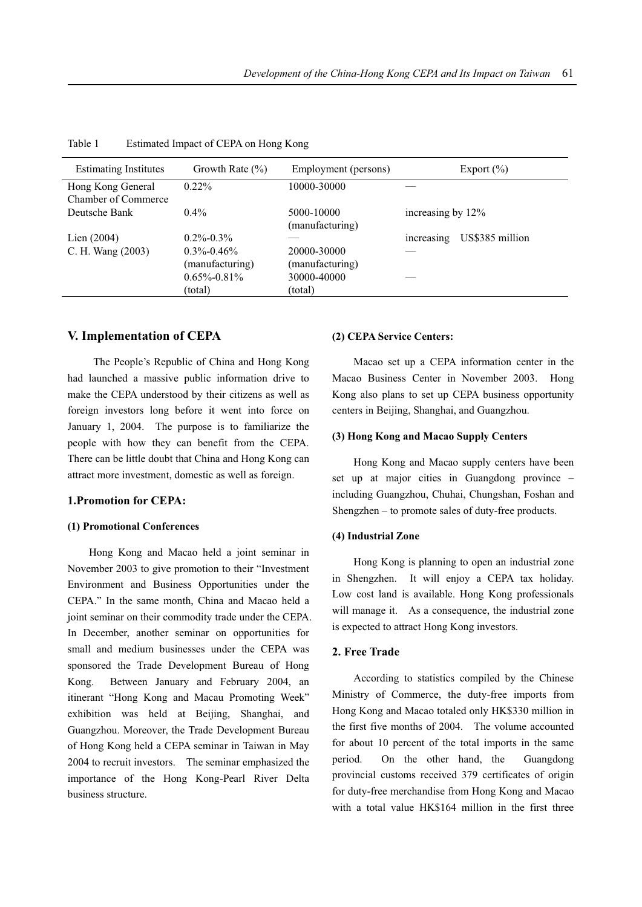Table 1　Estimated Impact of CEPA on Hong Kong

| Estimating Institutes | Growth Rate (%) | Employment (persons) | Export (%) |
|---|---|---|---|
| Hong Kong General Chamber of Commerce | 0.22% | 10000-30000 | — |
| Deutsche Bank | 0.4% | 5000-10000 (manufacturing) | increasing by 12% |
| Lien (2004) | 0.2%-0.3% | — | increasing US$385 million |
| C. H. Wang (2003) | 0.3%-0.46% (manufacturing) | 20000-30000 (manufacturing) | — |
| | 0.65%-0.81% (total) | 30000-40000 (total) | — |

## V. Implementation of CEPA

The People's Republic of China and Hong Kong had launched a massive public information drive to make the CEPA understood by their citizens as well as foreign investors long before it went into force on January 1, 2004. The purpose is to familiarize the people with how they can benefit from the CEPA. There can be little doubt that China and Hong Kong can attract more investment, domestic as well as foreign.

### 1.Promotion for CEPA:

#### (1) Promotional Conferences

Hong Kong and Macao held a joint seminar in November 2003 to give promotion to their "Investment Environment and Business Opportunities under the CEPA." In the same month, China and Macao held a joint seminar on their commodity trade under the CEPA. In December, another seminar on opportunities for small and medium businesses under the CEPA was sponsored the Trade Development Bureau of Hong Kong. Between January and February 2004, an itinerant "Hong Kong and Macau Promoting Week" exhibition was held at Beijing, Shanghai, and Guangzhou. Moreover, the Trade Development Bureau of Hong Kong held a CEPA seminar in Taiwan in May 2004 to recruit investors. The seminar emphasized the importance of the Hong Kong-Pearl River Delta business structure.

#### (2) CEPA Service Centers:

Macao set up a CEPA information center in the Macao Business Center in November 2003. Hong Kong also plans to set up CEPA business opportunity centers in Beijing, Shanghai, and Guangzhou.

#### (3) Hong Kong and Macao Supply Centers

Hong Kong and Macao supply centers have been set up at major cities in Guangdong province – including Guangzhou, Chuhai, Chungshan, Foshan and Shengzhen – to promote sales of duty-free products.

#### (4) Industrial Zone

Hong Kong is planning to open an industrial zone in Shengzhen. It will enjoy a CEPA tax holiday. Low cost land is available. Hong Kong professionals will manage it. As a consequence, the industrial zone is expected to attract Hong Kong investors.

### 2. Free Trade

According to statistics compiled by the Chinese Ministry of Commerce, the duty-free imports from Hong Kong and Macao totaled only HK$330 million in the first five months of 2004. The volume accounted for about 10 percent of the total imports in the same period. On the other hand, the Guangdong provincial customs received 379 certificates of origin for duty-free merchandise from Hong Kong and Macao with a total value HK$164 million in the first three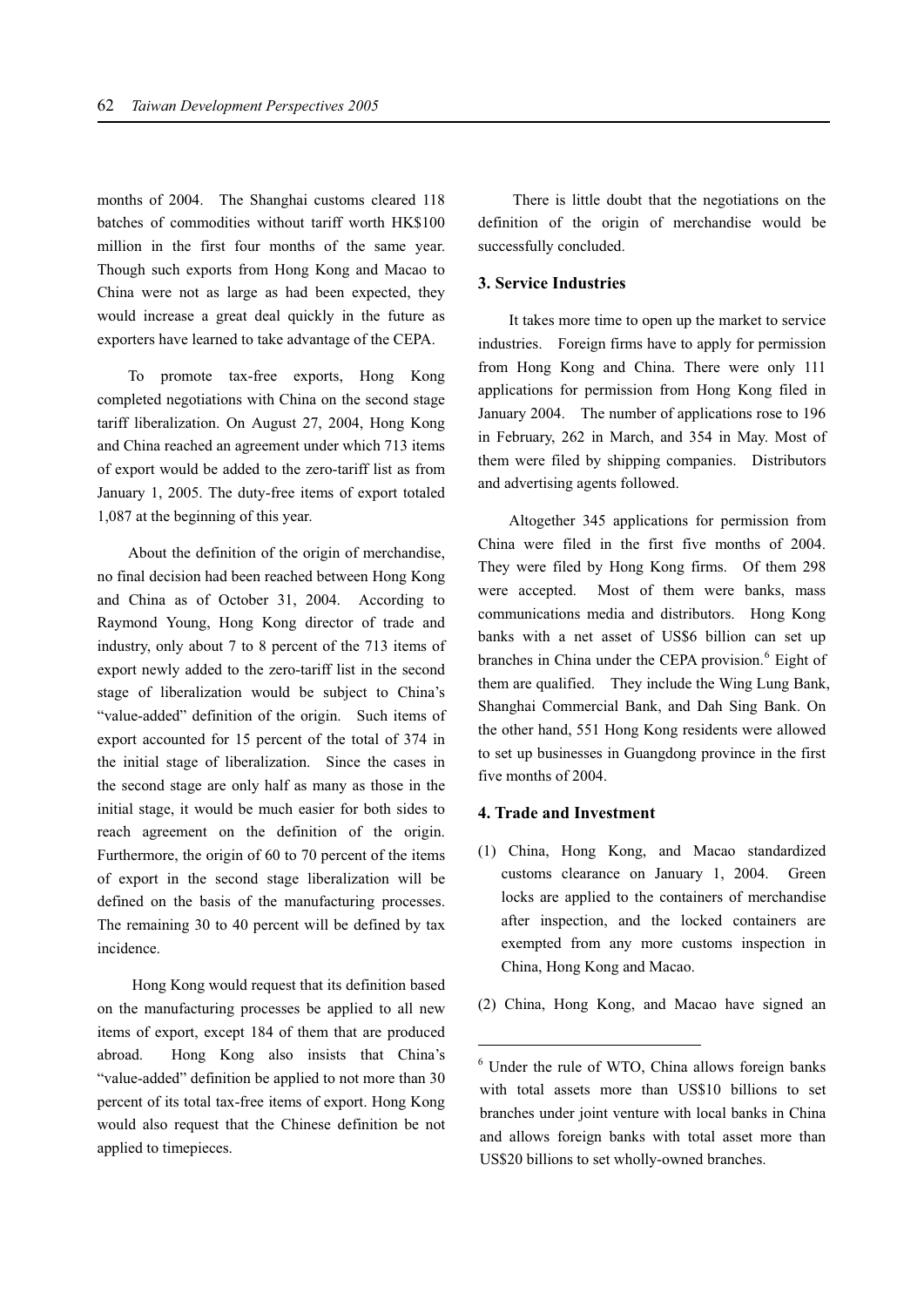months of 2004. The Shanghai customs cleared 118 batches of commodities without tariff worth HK$100 million in the first four months of the same year. Though such exports from Hong Kong and Macao to China were not as large as had been expected, they would increase a great deal quickly in the future as exporters have learned to take advantage of the CEPA.

To promote tax-free exports, Hong Kong completed negotiations with China on the second stage tariff liberalization. On August 27, 2004, Hong Kong and China reached an agreement under which 713 items of export would be added to the zero-tariff list as from January 1, 2005. The duty-free items of export totaled 1,087 at the beginning of this year.

About the definition of the origin of merchandise, no final decision had been reached between Hong Kong and China as of October 31, 2004. According to Raymond Young, Hong Kong director of trade and industry, only about 7 to 8 percent of the 713 items of export newly added to the zero-tariff list in the second stage of liberalization would be subject to China's "value-added" definition of the origin. Such items of export accounted for 15 percent of the total of 374 in the initial stage of liberalization. Since the cases in the second stage are only half as many as those in the initial stage, it would be much easier for both sides to reach agreement on the definition of the origin. Furthermore, the origin of 60 to 70 percent of the items of export in the second stage liberalization will be defined on the basis of the manufacturing processes. The remaining 30 to 40 percent will be defined by tax incidence.

Hong Kong would request that its definition based on the manufacturing processes be applied to all new items of export, except 184 of them that are produced abroad. Hong Kong also insists that China's "value-added" definition be applied to not more than 30 percent of its total tax-free items of export. Hong Kong would also request that the Chinese definition be not applied to timepieces.

There is little doubt that the negotiations on the definition of the origin of merchandise would be successfully concluded.

### 3. Service Industries

It takes more time to open up the market to service industries. Foreign firms have to apply for permission from Hong Kong and China. There were only 111 applications for permission from Hong Kong filed in January 2004. The number of applications rose to 196 in February, 262 in March, and 354 in May. Most of them were filed by shipping companies. Distributors and advertising agents followed.

Altogether 345 applications for permission from China were filed in the first five months of 2004. They were filed by Hong Kong firms. Of them 298 were accepted. Most of them were banks, mass communications media and distributors. Hong Kong banks with a net asset of US$6 billion can set up branches in China under the CEPA provision.[6] Eight of them are qualified. They include the Wing Lung Bank, Shanghai Commercial Bank, and Dah Sing Bank. On the other hand, 551 Hong Kong residents were allowed to set up businesses in Guangdong province in the first five months of 2004.

### 4. Trade and Investment

(1) China, Hong Kong, and Macao standardized customs clearance on January 1, 2004. Green locks are applied to the containers of merchandise after inspection, and the locked containers are exempted from any more customs inspection in China, Hong Kong and Macao.

(2) China, Hong Kong, and Macao have signed an

---

[6] Under the rule of WTO, China allows foreign banks with total assets more than US$10 billions to set branches under joint venture with local banks in China and allows foreign banks with total asset more than US$20 billions to set wholly-owned branches.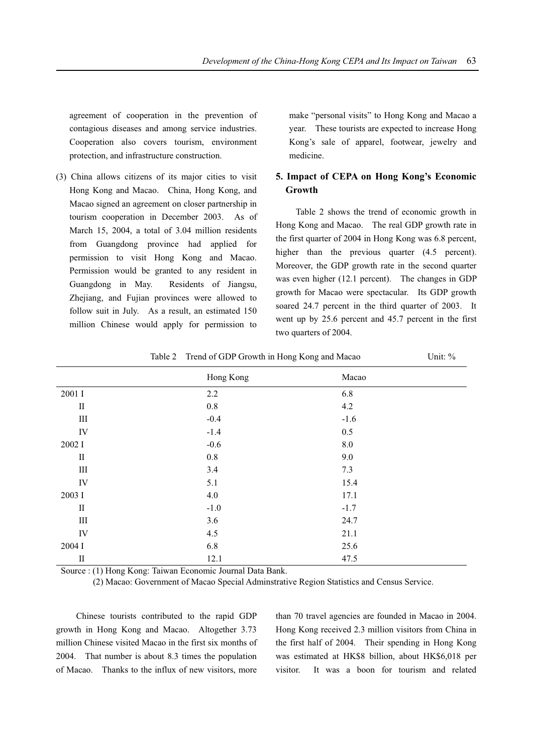agreement of cooperation in the prevention of contagious diseases and among service industries. Cooperation also covers tourism, environment protection, and infrastructure construction.

(3) China allows citizens of its major cities to visit Hong Kong and Macao. China, Hong Kong, and Macao signed an agreement on closer partnership in tourism cooperation in December 2003. As of March 15, 2004, a total of 3.04 million residents from Guangdong province had applied for permission to visit Hong Kong and Macao. Permission would be granted to any resident in Guangdong in May. Residents of Jiangsu, Zhejiang, and Fujian provinces were allowed to follow suit in July. As a result, an estimated 150 million Chinese would apply for permission to make "personal visits" to Hong Kong and Macao a year. These tourists are expected to increase Hong Kong's sale of apparel, footwear, jewelry and medicine.

## 5. Impact of CEPA on Hong Kong's Economic Growth

Table 2 shows the trend of economic growth in Hong Kong and Macao. The real GDP growth rate in the first quarter of 2004 in Hong Kong was 6.8 percent, higher than the previous quarter (4.5 percent). Moreover, the GDP growth rate in the second quarter was even higher (12.1 percent). The changes in GDP growth for Macao were spectacular. Its GDP growth soared 24.7 percent in the third quarter of 2003. It went up by 25.6 percent and 45.7 percent in the first two quarters of 2004.

Table 2 Trend of GDP Growth in Hong Kong and Macao Unit: %

| | Hong Kong | Macao |
|---|---|---|
| 2001 I | 2.2 | 6.8 |
| II | 0.8 | 4.2 |
| III | -0.4 | -1.6 |
| IV | -1.4 | 0.5 |
| 2002 I | -0.6 | 8.0 |
| II | 0.8 | 9.0 |
| III | 3.4 | 7.3 |
| IV | 5.1 | 15.4 |
| 2003 I | 4.0 | 17.1 |
| II | -1.0 | -1.7 |
| III | 3.6 | 24.7 |
| IV | 4.5 | 21.1 |
| 2004 I | 6.8 | 25.6 |
| II | 12.1 | 47.5 |

Source : (1) Hong Kong: Taiwan Economic Journal Data Bank.
(2) Macao: Government of Macao Special Adminstrative Region Statistics and Census Service.

Chinese tourists contributed to the rapid GDP growth in Hong Kong and Macao. Altogether 3.73 million Chinese visited Macao in the first six months of 2004. That number is about 8.3 times the population of Macao. Thanks to the influx of new visitors, more than 70 travel agencies are founded in Macao in 2004. Hong Kong received 2.3 million visitors from China in the first half of 2004. Their spending in Hong Kong was estimated at HK$8 billion, about HK$6,018 per visitor. It was a boon for tourism and related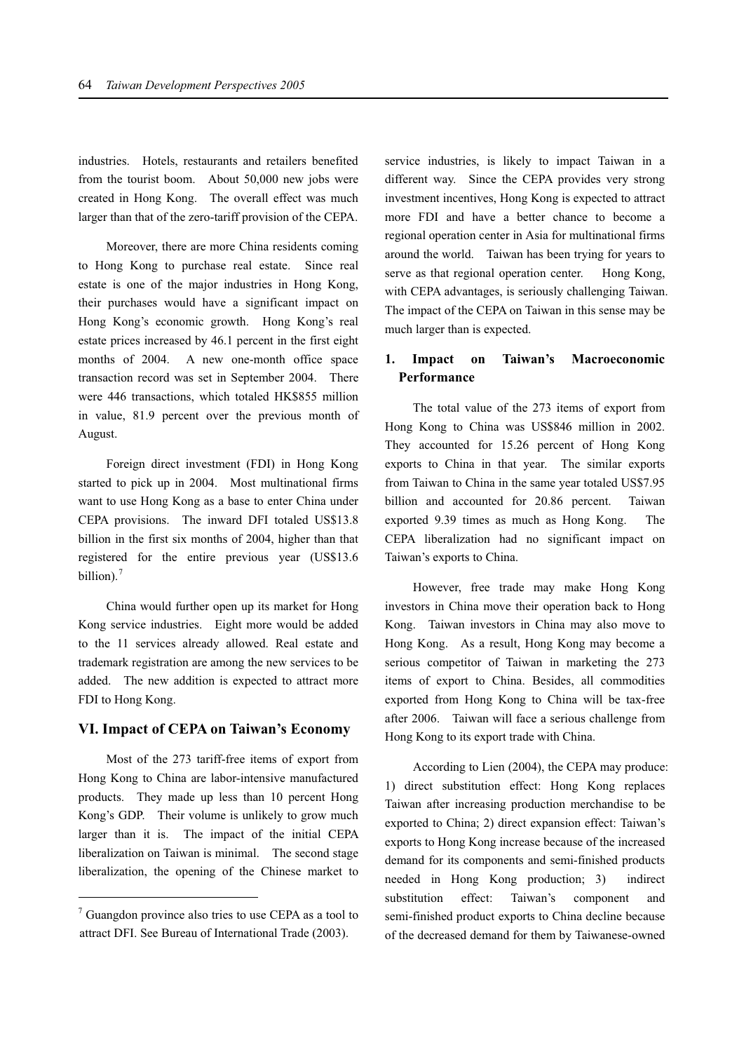industries. Hotels, restaurants and retailers benefited from the tourist boom. About 50,000 new jobs were created in Hong Kong. The overall effect was much larger than that of the zero-tariff provision of the CEPA.

Moreover, there are more China residents coming to Hong Kong to purchase real estate. Since real estate is one of the major industries in Hong Kong, their purchases would have a significant impact on Hong Kong's economic growth. Hong Kong's real estate prices increased by 46.1 percent in the first eight months of 2004. A new one-month office space transaction record was set in September 2004. There were 446 transactions, which totaled HK$855 million in value, 81.9 percent over the previous month of August.

Foreign direct investment (FDI) in Hong Kong started to pick up in 2004. Most multinational firms want to use Hong Kong as a base to enter China under CEPA provisions. The inward DFI totaled US$13.8 billion in the first six months of 2004, higher than that registered for the entire previous year (US$13.6 billion).[7]

China would further open up its market for Hong Kong service industries. Eight more would be added to the 11 services already allowed. Real estate and trademark registration are among the new services to be added. The new addition is expected to attract more FDI to Hong Kong.

## VI. Impact of CEPA on Taiwan's Economy

Most of the 273 tariff-free items of export from Hong Kong to China are labor-intensive manufactured products. They made up less than 10 percent Hong Kong's GDP. Their volume is unlikely to grow much larger than it is. The impact of the initial CEPA liberalization on Taiwan is minimal. The second stage liberalization, the opening of the Chinese market to service industries, is likely to impact Taiwan in a different way. Since the CEPA provides very strong investment incentives, Hong Kong is expected to attract more FDI and have a better chance to become a regional operation center in Asia for multinational firms around the world. Taiwan has been trying for years to serve as that regional operation center. Hong Kong, with CEPA advantages, is seriously challenging Taiwan. The impact of the CEPA on Taiwan in this sense may be much larger than is expected.

### 1. Impact on Taiwan's Macroeconomic Performance

The total value of the 273 items of export from Hong Kong to China was US$846 million in 2002. They accounted for 15.26 percent of Hong Kong exports to China in that year. The similar exports from Taiwan to China in the same year totaled US$7.95 billion and accounted for 20.86 percent. Taiwan exported 9.39 times as much as Hong Kong. The CEPA liberalization had no significant impact on Taiwan's exports to China.

However, free trade may make Hong Kong investors in China move their operation back to Hong Kong. Taiwan investors in China may also move to Hong Kong. As a result, Hong Kong may become a serious competitor of Taiwan in marketing the 273 items of export to China. Besides, all commodities exported from Hong Kong to China will be tax-free after 2006. Taiwan will face a serious challenge from Hong Kong to its export trade with China.

According to Lien (2004), the CEPA may produce: 1) direct substitution effect: Hong Kong replaces Taiwan after increasing production merchandise to be exported to China; 2) direct expansion effect: Taiwan's exports to Hong Kong increase because of the increased demand for its components and semi-finished products needed in Hong Kong production; 3) indirect substitution effect: Taiwan's component and semi-finished product exports to China decline because of the decreased demand for them by Taiwanese-owned

[7] Guangdon province also tries to use CEPA as a tool to attract DFI. See Bureau of International Trade (2003).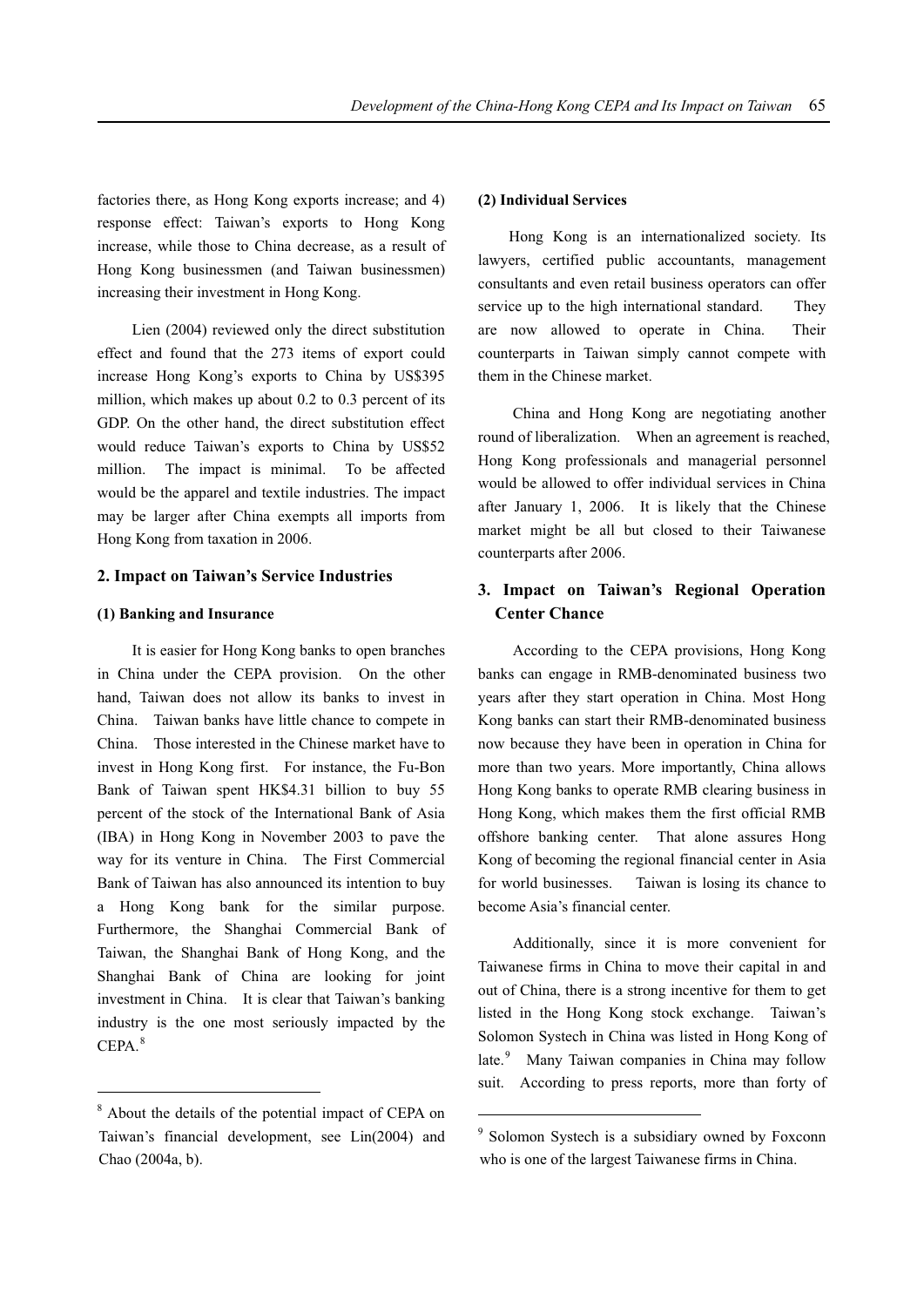factories there, as Hong Kong exports increase; and 4) response effect: Taiwan's exports to Hong Kong increase, while those to China decrease, as a result of Hong Kong businessmen (and Taiwan businessmen) increasing their investment in Hong Kong.

Lien (2004) reviewed only the direct substitution effect and found that the 273 items of export could increase Hong Kong's exports to China by US$395 million, which makes up about 0.2 to 0.3 percent of its GDP. On the other hand, the direct substitution effect would reduce Taiwan's exports to China by US$52 million. The impact is minimal. To be affected would be the apparel and textile industries. The impact may be larger after China exempts all imports from Hong Kong from taxation in 2006.

## 2. Impact on Taiwan's Service Industries

### (1) Banking and Insurance

It is easier for Hong Kong banks to open branches in China under the CEPA provision. On the other hand, Taiwan does not allow its banks to invest in China. Taiwan banks have little chance to compete in China. Those interested in the Chinese market have to invest in Hong Kong first. For instance, the Fu-Bon Bank of Taiwan spent HK$4.31 billion to buy 55 percent of the stock of the International Bank of Asia (IBA) in Hong Kong in November 2003 to pave the way for its venture in China. The First Commercial Bank of Taiwan has also announced its intention to buy a Hong Kong bank for the similar purpose. Furthermore, the Shanghai Commercial Bank of Taiwan, the Shanghai Bank of Hong Kong, and the Shanghai Bank of China are looking for joint investment in China. It is clear that Taiwan's banking industry is the one most seriously impacted by the CEPA.[8]

### (2) Individual Services

Hong Kong is an internationalized society. Its lawyers, certified public accountants, management consultants and even retail business operators can offer service up to the high international standard. They are now allowed to operate in China. Their counterparts in Taiwan simply cannot compete with them in the Chinese market.

China and Hong Kong are negotiating another round of liberalization. When an agreement is reached, Hong Kong professionals and managerial personnel would be allowed to offer individual services in China after January 1, 2006. It is likely that the Chinese market might be all but closed to their Taiwanese counterparts after 2006.

## 3. Impact on Taiwan's Regional Operation Center Chance

According to the CEPA provisions, Hong Kong banks can engage in RMB-denominated business two years after they start operation in China. Most Hong Kong banks can start their RMB-denominated business now because they have been in operation in China for more than two years. More importantly, China allows Hong Kong banks to operate RMB clearing business in Hong Kong, which makes them the first official RMB offshore banking center. That alone assures Hong Kong of becoming the regional financial center in Asia for world businesses. Taiwan is losing its chance to become Asia's financial center.

Additionally, since it is more convenient for Taiwanese firms in China to move their capital in and out of China, there is a strong incentive for them to get listed in the Hong Kong stock exchange. Taiwan's Solomon Systech in China was listed in Hong Kong of late.[9] Many Taiwan companies in China may follow suit. According to press reports, more than forty of

[8] About the details of the potential impact of CEPA on Taiwan's financial development, see Lin(2004) and Chao (2004a, b).

[9] Solomon Systech is a subsidiary owned by Foxconn who is one of the largest Taiwanese firms in China.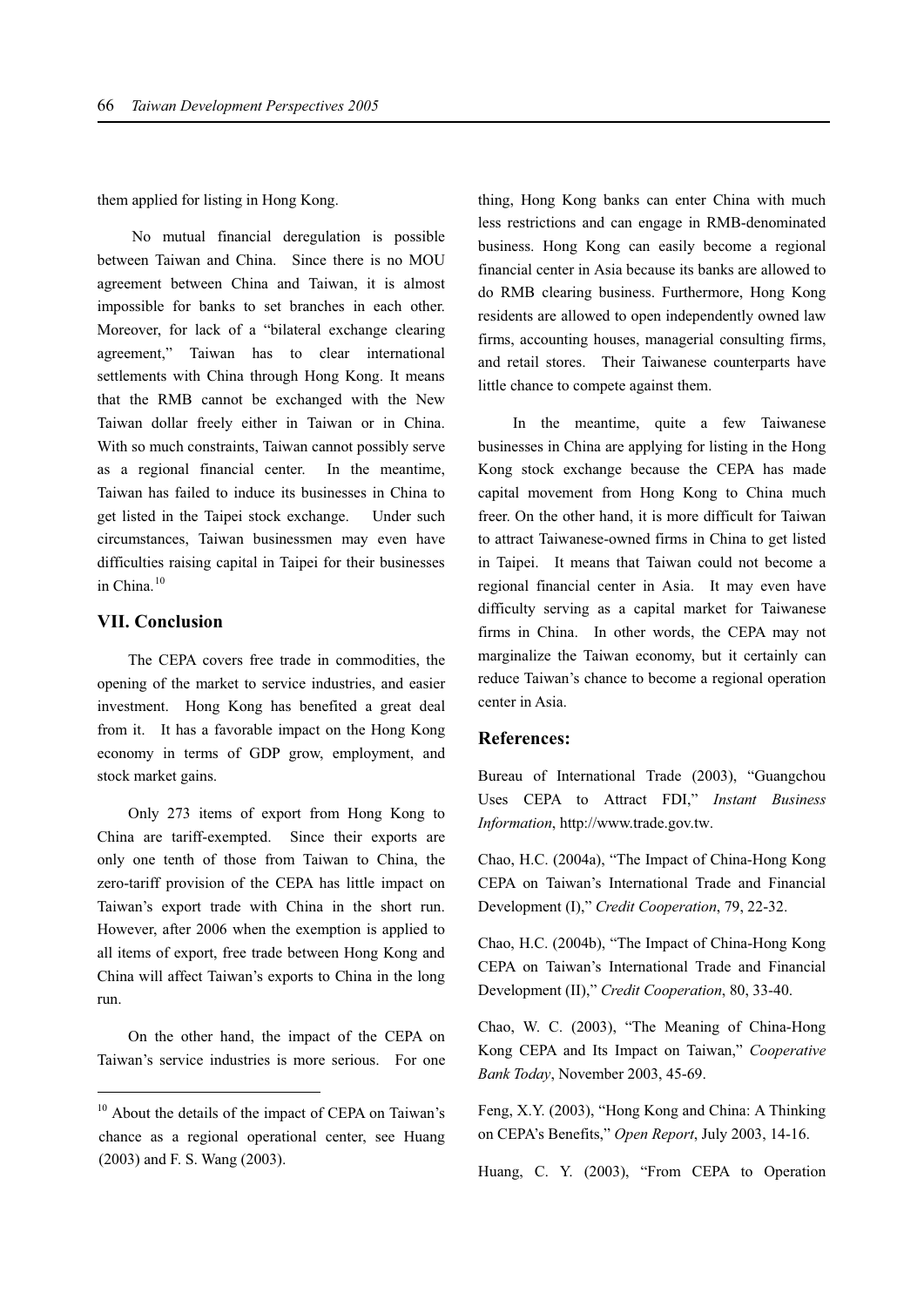them applied for listing in Hong Kong.

No mutual financial deregulation is possible between Taiwan and China. Since there is no MOU agreement between China and Taiwan, it is almost impossible for banks to set branches in each other. Moreover, for lack of a "bilateral exchange clearing agreement," Taiwan has to clear international settlements with China through Hong Kong. It means that the RMB cannot be exchanged with the New Taiwan dollar freely either in Taiwan or in China. With so much constraints, Taiwan cannot possibly serve as a regional financial center. In the meantime, Taiwan has failed to induce its businesses in China to get listed in the Taipei stock exchange. Under such circumstances, Taiwan businessmen may even have difficulties raising capital in Taipei for their businesses in China.[10]

## VII. Conclusion

The CEPA covers free trade in commodities, the opening of the market to service industries, and easier investment. Hong Kong has benefited a great deal from it. It has a favorable impact on the Hong Kong economy in terms of GDP grow, employment, and stock market gains.

Only 273 items of export from Hong Kong to China are tariff-exempted. Since their exports are only one tenth of those from Taiwan to China, the zero-tariff provision of the CEPA has little impact on Taiwan's export trade with China in the short run. However, after 2006 when the exemption is applied to all items of export, free trade between Hong Kong and China will affect Taiwan's exports to China in the long run.

On the other hand, the impact of the CEPA on Taiwan's service industries is more serious. For one thing, Hong Kong banks can enter China with much less restrictions and can engage in RMB-denominated business. Hong Kong can easily become a regional financial center in Asia because its banks are allowed to do RMB clearing business. Furthermore, Hong Kong residents are allowed to open independently owned law firms, accounting houses, managerial consulting firms, and retail stores. Their Taiwanese counterparts have little chance to compete against them.

In the meantime, quite a few Taiwanese businesses in China are applying for listing in the Hong Kong stock exchange because the CEPA has made capital movement from Hong Kong to China much freer. On the other hand, it is more difficult for Taiwan to attract Taiwanese-owned firms in China to get listed in Taipei. It means that Taiwan could not become a regional financial center in Asia. It may even have difficulty serving as a capital market for Taiwanese firms in China. In other words, the CEPA may not marginalize the Taiwan economy, but it certainly can reduce Taiwan's chance to become a regional operation center in Asia.

## References:

Bureau of International Trade (2003), "Guangchou Uses CEPA to Attract FDI," *Instant Business Information*, http://www.trade.gov.tw.

Chao, H.C. (2004a), "The Impact of China-Hong Kong CEPA on Taiwan's International Trade and Financial Development (I)," *Credit Cooperation*, 79, 22-32.

Chao, H.C. (2004b), "The Impact of China-Hong Kong CEPA on Taiwan's International Trade and Financial Development (II)," *Credit Cooperation*, 80, 33-40.

Chao, W. C. (2003), "The Meaning of China-Hong Kong CEPA and Its Impact on Taiwan," *Cooperative Bank Today*, November 2003, 45-69.

Feng, X.Y. (2003), "Hong Kong and China: A Thinking on CEPA's Benefits," *Open Report*, July 2003, 14-16.

Huang, C. Y. (2003), "From CEPA to Operation

[10] About the details of the impact of CEPA on Taiwan's chance as a regional operational center, see Huang (2003) and F. S. Wang (2003).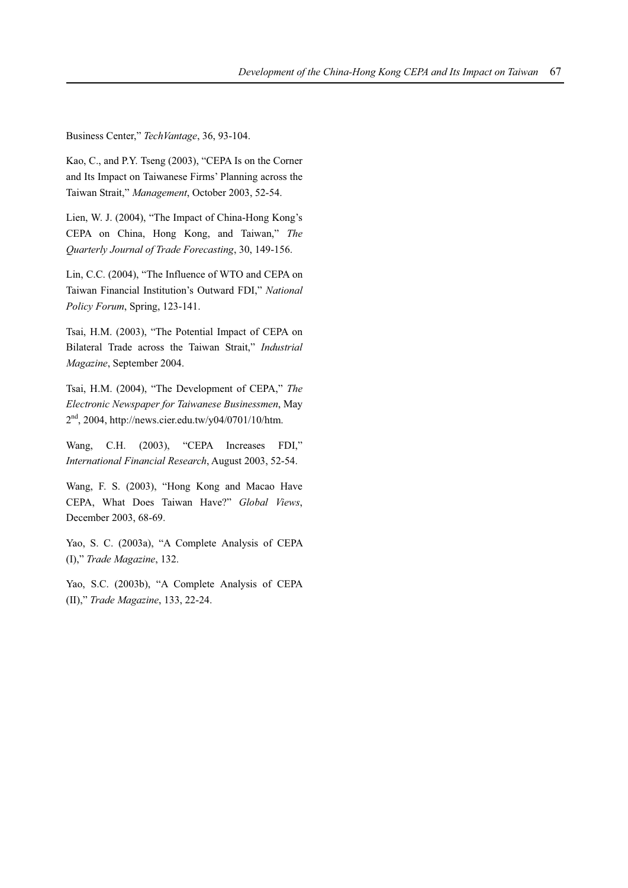Business Center," *TechVantage*, 36, 93-104.

Kao, C., and P.Y. Tseng (2003), "CEPA Is on the Corner and Its Impact on Taiwanese Firms' Planning across the Taiwan Strait," *Management*, October 2003, 52-54.

Lien, W. J. (2004), "The Impact of China-Hong Kong's CEPA on China, Hong Kong, and Taiwan," *The Quarterly Journal of Trade Forecasting*, 30, 149-156.

Lin, C.C. (2004), "The Influence of WTO and CEPA on Taiwan Financial Institution's Outward FDI," *National Policy Forum*, Spring, 123-141.

Tsai, H.M. (2003), "The Potential Impact of CEPA on Bilateral Trade across the Taiwan Strait," *Industrial Magazine*, September 2004.

Tsai, H.M. (2004), "The Development of CEPA," *The Electronic Newspaper for Taiwanese Businessmen*, May 2nd, 2004, http://news.cier.edu.tw/y04/0701/10/htm.

Wang, C.H. (2003), "CEPA Increases FDI," *International Financial Research*, August 2003, 52-54.

Wang, F. S. (2003), "Hong Kong and Macao Have CEPA, What Does Taiwan Have?" *Global Views*, December 2003, 68-69.

Yao, S. C. (2003a), "A Complete Analysis of CEPA (I)," *Trade Magazine*, 132.

Yao, S.C. (2003b), "A Complete Analysis of CEPA (II)," *Trade Magazine*, 133, 22-24.